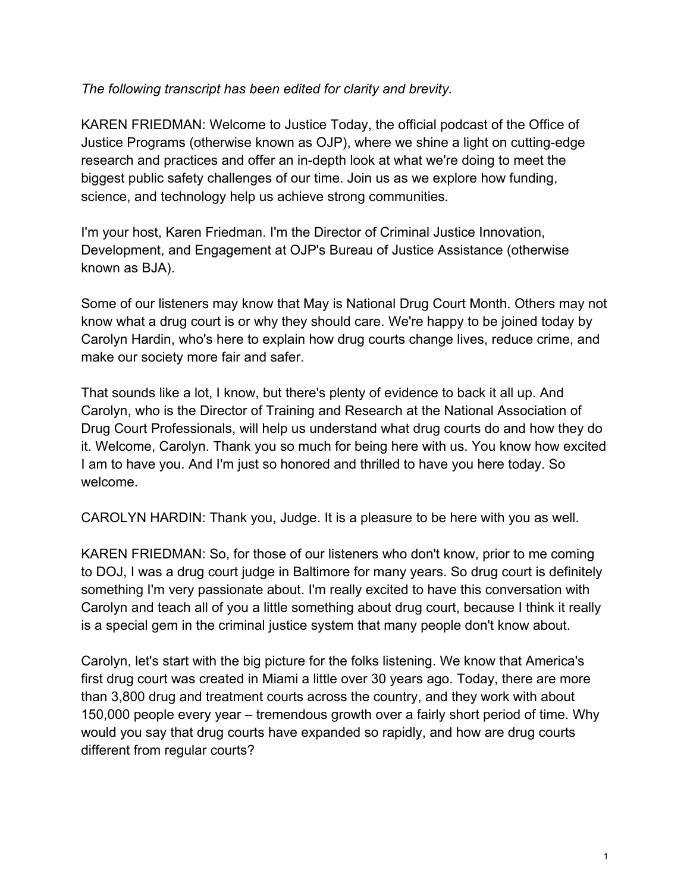*The following transcript has been edited for clarity and brevity.*

KAREN FRIEDMAN: Welcome to Justice Today, the official podcast of the Office of Justice Programs (otherwise known as OJP), where we shine a light on cutting-edge research and practices and offer an in-depth look at what we're doing to meet the biggest public safety challenges of our time. Join us as we explore how funding, science, and technology help us achieve strong communities.

I'm your host, Karen Friedman. I'm the Director of Criminal Justice Innovation, Development, and Engagement at OJP's Bureau of Justice Assistance (otherwise known as BJA).

Some of our listeners may know that May is National Drug Court Month. Others may not know what a drug court is or why they should care. We're happy to be joined today by Carolyn Hardin, who's here to explain how drug courts change lives, reduce crime, and make our society more fair and safer.

That sounds like a lot, I know, but there's plenty of evidence to back it all up. And Carolyn, who is the Director of Training and Research at the National Association of Drug Court Professionals, will help us understand what drug courts do and how they do it. Welcome, Carolyn. Thank you so much for being here with us. You know how excited I am to have you. And I'm just so honored and thrilled to have you here today. So welcome.

CAROLYN HARDIN: Thank you, Judge. It is a pleasure to be here with you as well.

KAREN FRIEDMAN: So, for those of our listeners who don't know, prior to me coming to DOJ, I was a drug court judge in Baltimore for many years. So drug court is definitely something I'm very passionate about. I'm really excited to have this conversation with Carolyn and teach all of you a little something about drug court, because I think it really is a special gem in the criminal justice system that many people don't know about.

Carolyn, let's start with the big picture for the folks listening. We know that America's first drug court was created in Miami a little over 30 years ago. Today, there are more than 3,800 drug and treatment courts across the country, and they work with about 150,000 people every year – tremendous growth over a fairly short period of time. Why would you say that drug courts have expanded so rapidly, and how are drug courts different from regular courts?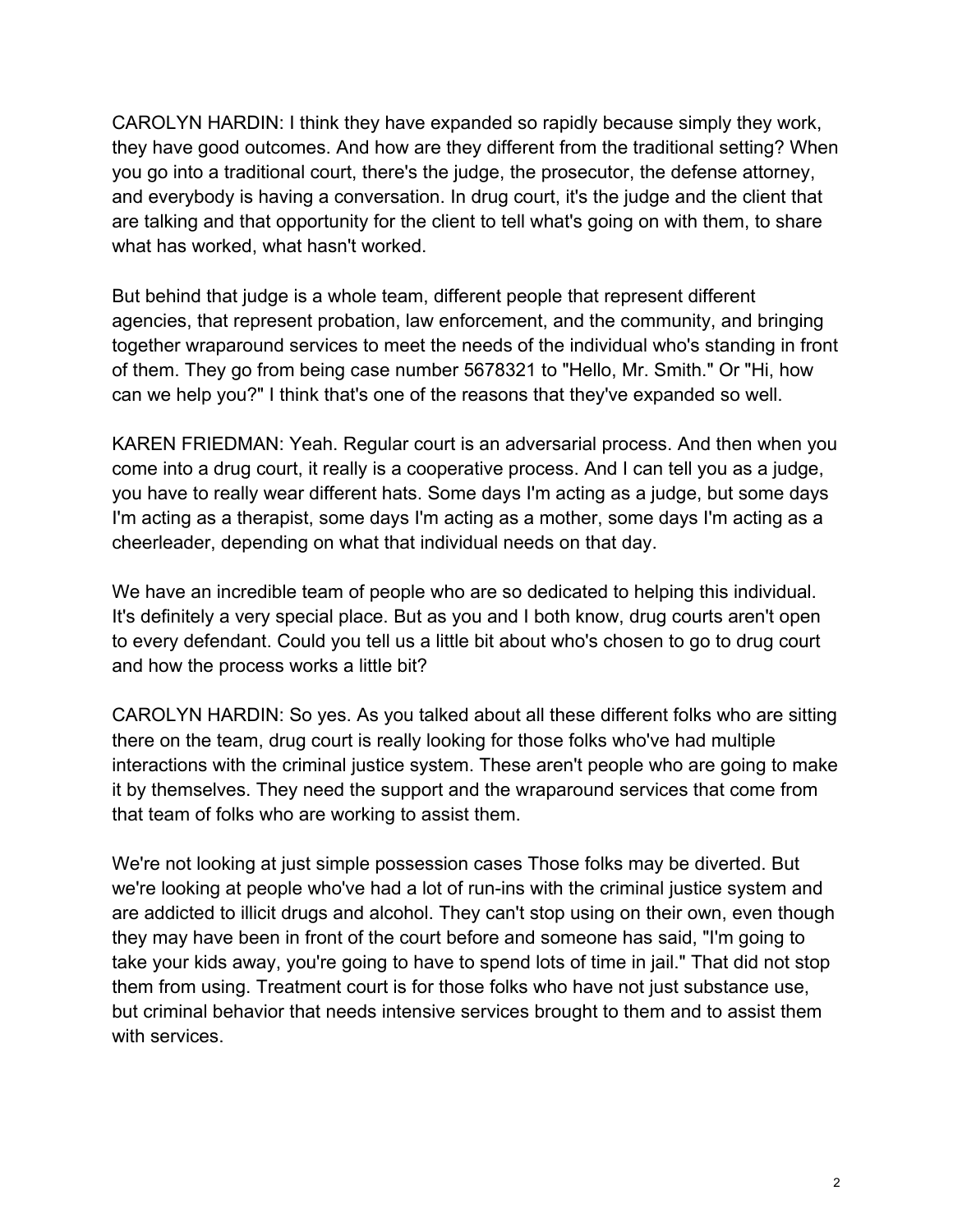CAROLYN HARDIN: I think they have expanded so rapidly because simply they work, they have good outcomes. And how are they different from the traditional setting? When you go into a traditional court, there's the judge, the prosecutor, the defense attorney, and everybody is having a conversation. In drug court, it's the judge and the client that are talking and that opportunity for the client to tell what's going on with them, to share what has worked, what hasn't worked.

But behind that judge is a whole team, different people that represent different agencies, that represent probation, law enforcement, and the community, and bringing together wraparound services to meet the needs of the individual who's standing in front of them. They go from being case number 5678321 to "Hello, Mr. Smith." Or "Hi, how can we help you?" I think that's one of the reasons that they've expanded so well.

KAREN FRIEDMAN: Yeah. Regular court is an adversarial process. And then when you come into a drug court, it really is a cooperative process. And I can tell you as a judge, you have to really wear different hats. Some days I'm acting as a judge, but some days I'm acting as a therapist, some days I'm acting as a mother, some days I'm acting as a cheerleader, depending on what that individual needs on that day.

We have an incredible team of people who are so dedicated to helping this individual. It's definitely a very special place. But as you and I both know, drug courts aren't open to every defendant. Could you tell us a little bit about who's chosen to go to drug court and how the process works a little bit?

CAROLYN HARDIN: So yes. As you talked about all these different folks who are sitting there on the team, drug court is really looking for those folks who've had multiple interactions with the criminal justice system. These aren't people who are going to make it by themselves. They need the support and the wraparound services that come from that team of folks who are working to assist them.

We're not looking at just simple possession cases Those folks may be diverted. But we're looking at people who've had a lot of run-ins with the criminal justice system and are addicted to illicit drugs and alcohol. They can't stop using on their own, even though they may have been in front of the court before and someone has said, "I'm going to take your kids away, you're going to have to spend lots of time in jail." That did not stop them from using. Treatment court is for those folks who have not just substance use, but criminal behavior that needs intensive services brought to them and to assist them with services.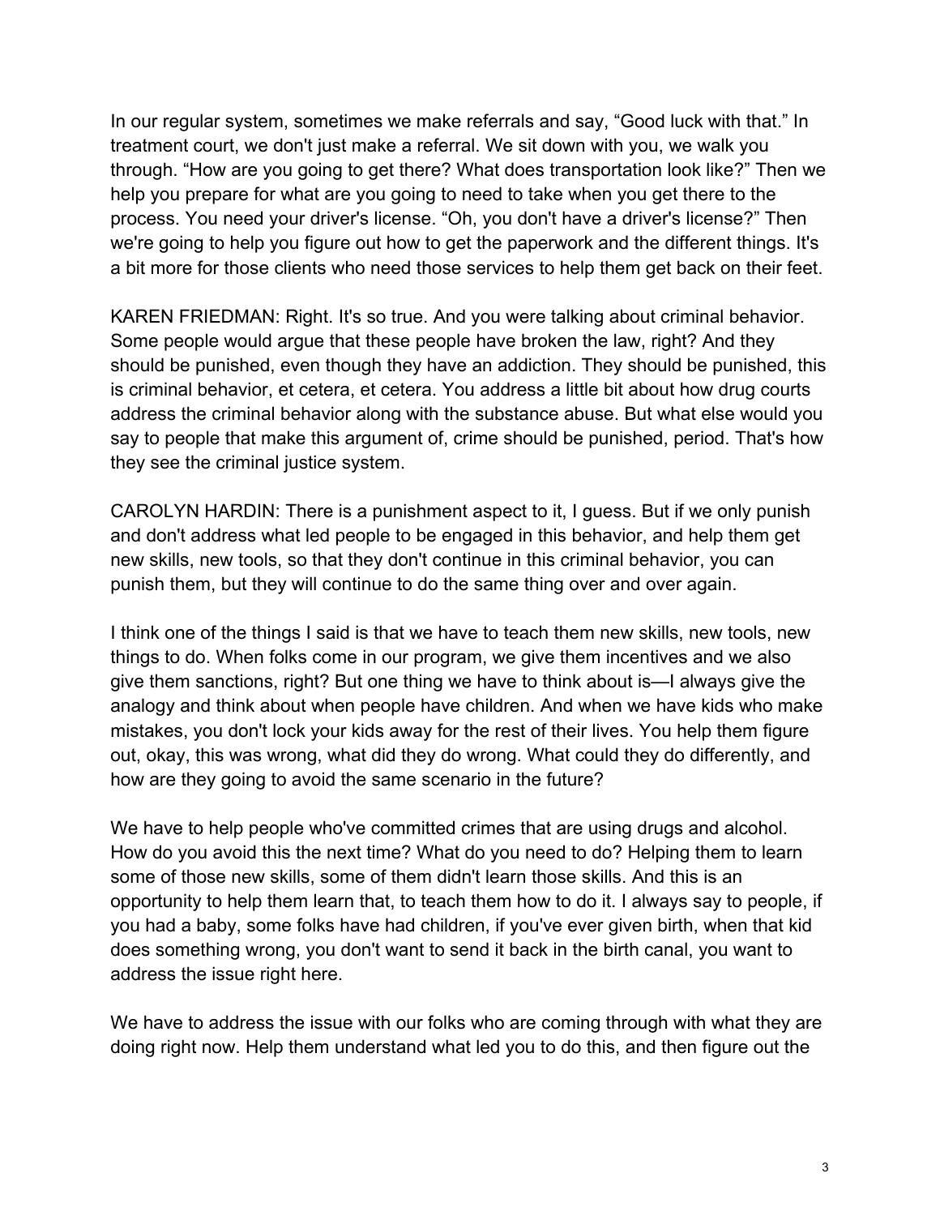In our regular system, sometimes we make referrals and say, “Good luck with that.” In treatment court, we don't just make a referral. We sit down with you, we walk you through. “How are you going to get there? What does transportation look like?” Then we help you prepare for what are you going to need to take when you get there to the process. You need your driver's license. “Oh, you don't have a driver's license?” Then we're going to help you figure out how to get the paperwork and the different things. It's a bit more for those clients who need those services to help them get back on their feet.

KAREN FRIEDMAN: Right. It's so true. And you were talking about criminal behavior. Some people would argue that these people have broken the law, right? And they should be punished, even though they have an addiction. They should be punished, this is criminal behavior, et cetera, et cetera. You address a little bit about how drug courts address the criminal behavior along with the substance abuse. But what else would you say to people that make this argument of, crime should be punished, period. That's how they see the criminal justice system.

CAROLYN HARDIN: There is a punishment aspect to it, I guess. But if we only punish and don't address what led people to be engaged in this behavior, and help them get new skills, new tools, so that they don't continue in this criminal behavior, you can punish them, but they will continue to do the same thing over and over again.

I think one of the things I said is that we have to teach them new skills, new tools, new things to do. When folks come in our program, we give them incentives and we also give them sanctions, right? But one thing we have to think about is—I always give the analogy and think about when people have children. And when we have kids who make mistakes, you don't lock your kids away for the rest of their lives. You help them figure out, okay, this was wrong, what did they do wrong. What could they do differently, and how are they going to avoid the same scenario in the future?

We have to help people who've committed crimes that are using drugs and alcohol. How do you avoid this the next time? What do you need to do? Helping them to learn some of those new skills, some of them didn't learn those skills. And this is an opportunity to help them learn that, to teach them how to do it. I always say to people, if you had a baby, some folks have had children, if you've ever given birth, when that kid does something wrong, you don't want to send it back in the birth canal, you want to address the issue right here.

We have to address the issue with our folks who are coming through with what they are doing right now. Help them understand what led you to do this, and then figure out the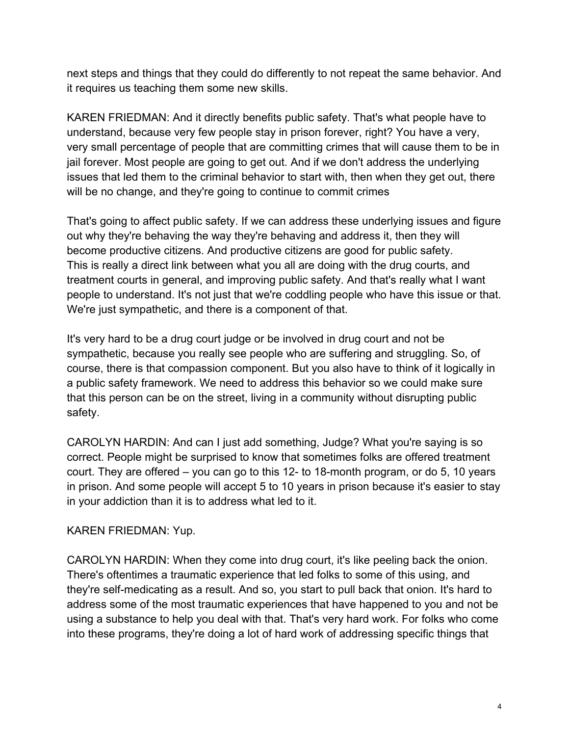next steps and things that they could do differently to not repeat the same behavior. And it requires us teaching them some new skills.

KAREN FRIEDMAN: And it directly benefits public safety. That's what people have to understand, because very few people stay in prison forever, right? You have a very, very small percentage of people that are committing crimes that will cause them to be in jail forever. Most people are going to get out. And if we don't address the underlying issues that led them to the criminal behavior to start with, then when they get out, there will be no change, and they're going to continue to commit crimes

That's going to affect public safety. If we can address these underlying issues and figure out why they're behaving the way they're behaving and address it, then they will become productive citizens. And productive citizens are good for public safety. This is really a direct link between what you all are doing with the drug courts, and treatment courts in general, and improving public safety. And that's really what I want people to understand. It's not just that we're coddling people who have this issue or that. We're just sympathetic, and there is a component of that.

It's very hard to be a drug court judge or be involved in drug court and not be sympathetic, because you really see people who are suffering and struggling. So, of course, there is that compassion component. But you also have to think of it logically in a public safety framework. We need to address this behavior so we could make sure that this person can be on the street, living in a community without disrupting public safety.

CAROLYN HARDIN: And can I just add something, Judge? What you're saying is so correct. People might be surprised to know that sometimes folks are offered treatment court. They are offered – you can go to this 12- to 18-month program, or do 5, 10 years in prison. And some people will accept 5 to 10 years in prison because it's easier to stay in your addiction than it is to address what led to it.

KAREN FRIEDMAN: Yup.

CAROLYN HARDIN: When they come into drug court, it's like peeling back the onion. There's oftentimes a traumatic experience that led folks to some of this using, and they're self-medicating as a result. And so, you start to pull back that onion. It's hard to address some of the most traumatic experiences that have happened to you and not be using a substance to help you deal with that. That's very hard work. For folks who come into these programs, they're doing a lot of hard work of addressing specific things that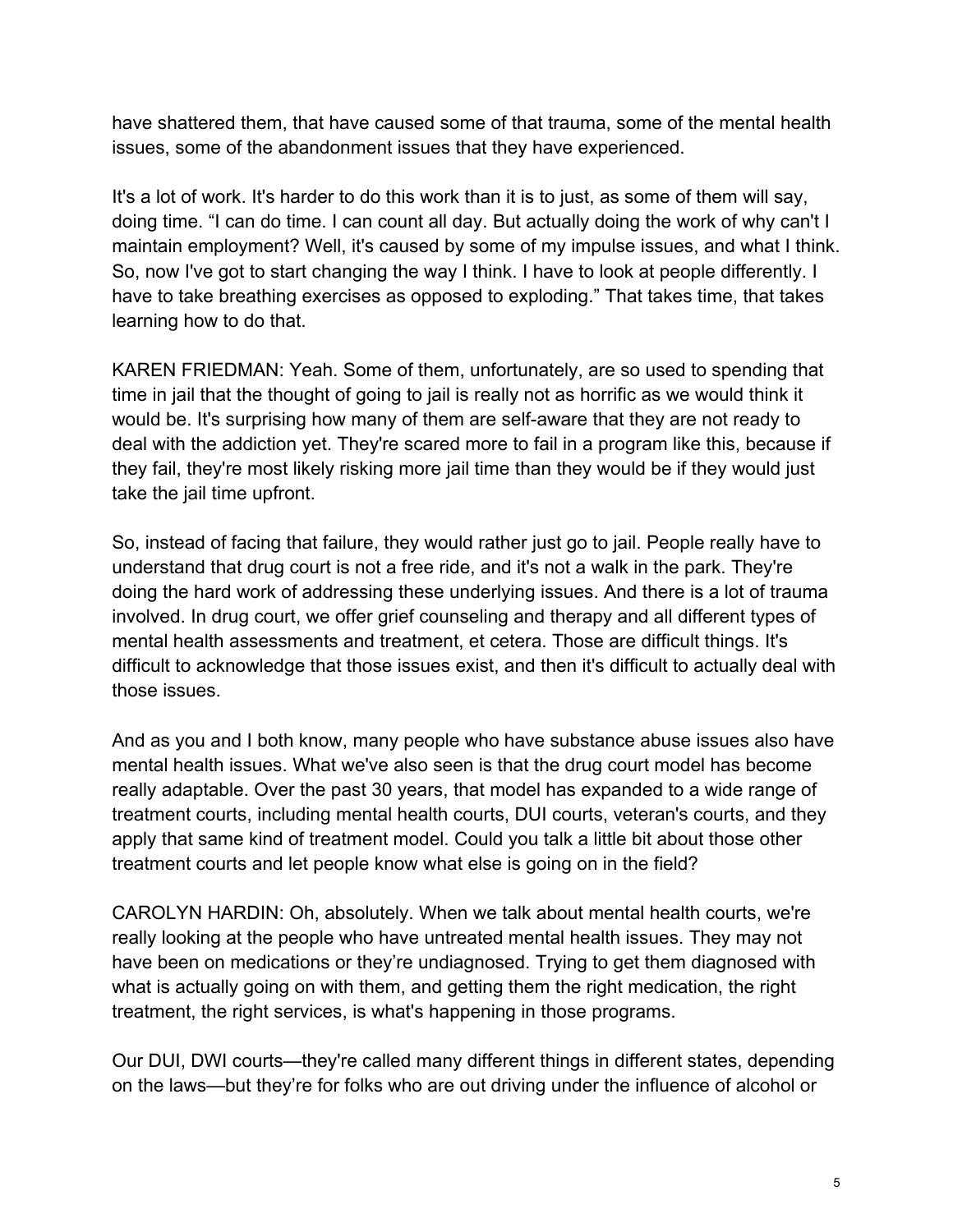have shattered them, that have caused some of that trauma, some of the mental health issues, some of the abandonment issues that they have experienced.

It's a lot of work. It's harder to do this work than it is to just, as some of them will say, doing time. "I can do time. I can count all day. But actually doing the work of why can't I maintain employment? Well, it's caused by some of my impulse issues, and what I think. So, now I've got to start changing the way I think. I have to look at people differently. I have to take breathing exercises as opposed to exploding." That takes time, that takes learning how to do that.

KAREN FRIEDMAN: Yeah. Some of them, unfortunately, are so used to spending that time in jail that the thought of going to jail is really not as horrific as we would think it would be. It's surprising how many of them are self-aware that they are not ready to deal with the addiction yet. They're scared more to fail in a program like this, because if they fail, they're most likely risking more jail time than they would be if they would just take the jail time upfront.

So, instead of facing that failure, they would rather just go to jail. People really have to understand that drug court is not a free ride, and it's not a walk in the park. They're doing the hard work of addressing these underlying issues. And there is a lot of trauma involved. In drug court, we offer grief counseling and therapy and all different types of mental health assessments and treatment, et cetera. Those are difficult things. It's difficult to acknowledge that those issues exist, and then it's difficult to actually deal with those issues.

And as you and I both know, many people who have substance abuse issues also have mental health issues. What we've also seen is that the drug court model has become really adaptable. Over the past 30 years, that model has expanded to a wide range of treatment courts, including mental health courts, DUI courts, veteran's courts, and they apply that same kind of treatment model. Could you talk a little bit about those other treatment courts and let people know what else is going on in the field?

CAROLYN HARDIN: Oh, absolutely. When we talk about mental health courts, we're really looking at the people who have untreated mental health issues. They may not have been on medications or they're undiagnosed. Trying to get them diagnosed with what is actually going on with them, and getting them the right medication, the right treatment, the right services, is what's happening in those programs.

Our DUI, DWI courts—they're called many different things in different states, depending on the laws—but they're for folks who are out driving under the influence of alcohol or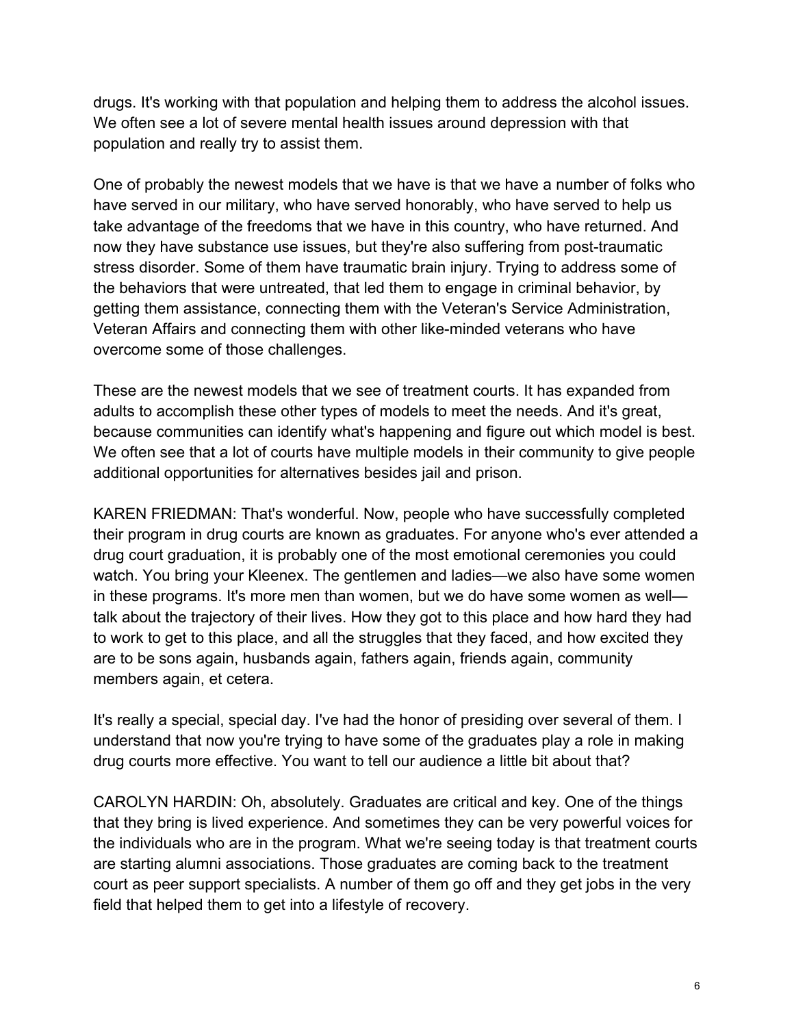drugs. It's working with that population and helping them to address the alcohol issues. We often see a lot of severe mental health issues around depression with that population and really try to assist them.

One of probably the newest models that we have is that we have a number of folks who have served in our military, who have served honorably, who have served to help us take advantage of the freedoms that we have in this country, who have returned. And now they have substance use issues, but they're also suffering from post-traumatic stress disorder. Some of them have traumatic brain injury. Trying to address some of the behaviors that were untreated, that led them to engage in criminal behavior, by getting them assistance, connecting them with the Veteran's Service Administration, Veteran Affairs and connecting them with other like-minded veterans who have overcome some of those challenges.

These are the newest models that we see of treatment courts. It has expanded from adults to accomplish these other types of models to meet the needs. And it's great, because communities can identify what's happening and figure out which model is best. We often see that a lot of courts have multiple models in their community to give people additional opportunities for alternatives besides jail and prison.

KAREN FRIEDMAN: That's wonderful. Now, people who have successfully completed their program in drug courts are known as graduates. For anyone who's ever attended a drug court graduation, it is probably one of the most emotional ceremonies you could watch. You bring your Kleenex. The gentlemen and ladies—we also have some women in these programs. It's more men than women, but we do have some women as well—talk about the trajectory of their lives. How they got to this place and how hard they had to work to get to this place, and all the struggles that they faced, and how excited they are to be sons again, husbands again, fathers again, friends again, community members again, et cetera.

It's really a special, special day. I've had the honor of presiding over several of them. I understand that now you're trying to have some of the graduates play a role in making drug courts more effective. You want to tell our audience a little bit about that?

CAROLYN HARDIN: Oh, absolutely. Graduates are critical and key. One of the things that they bring is lived experience. And sometimes they can be very powerful voices for the individuals who are in the program. What we're seeing today is that treatment courts are starting alumni associations. Those graduates are coming back to the treatment court as peer support specialists. A number of them go off and they get jobs in the very field that helped them to get into a lifestyle of recovery.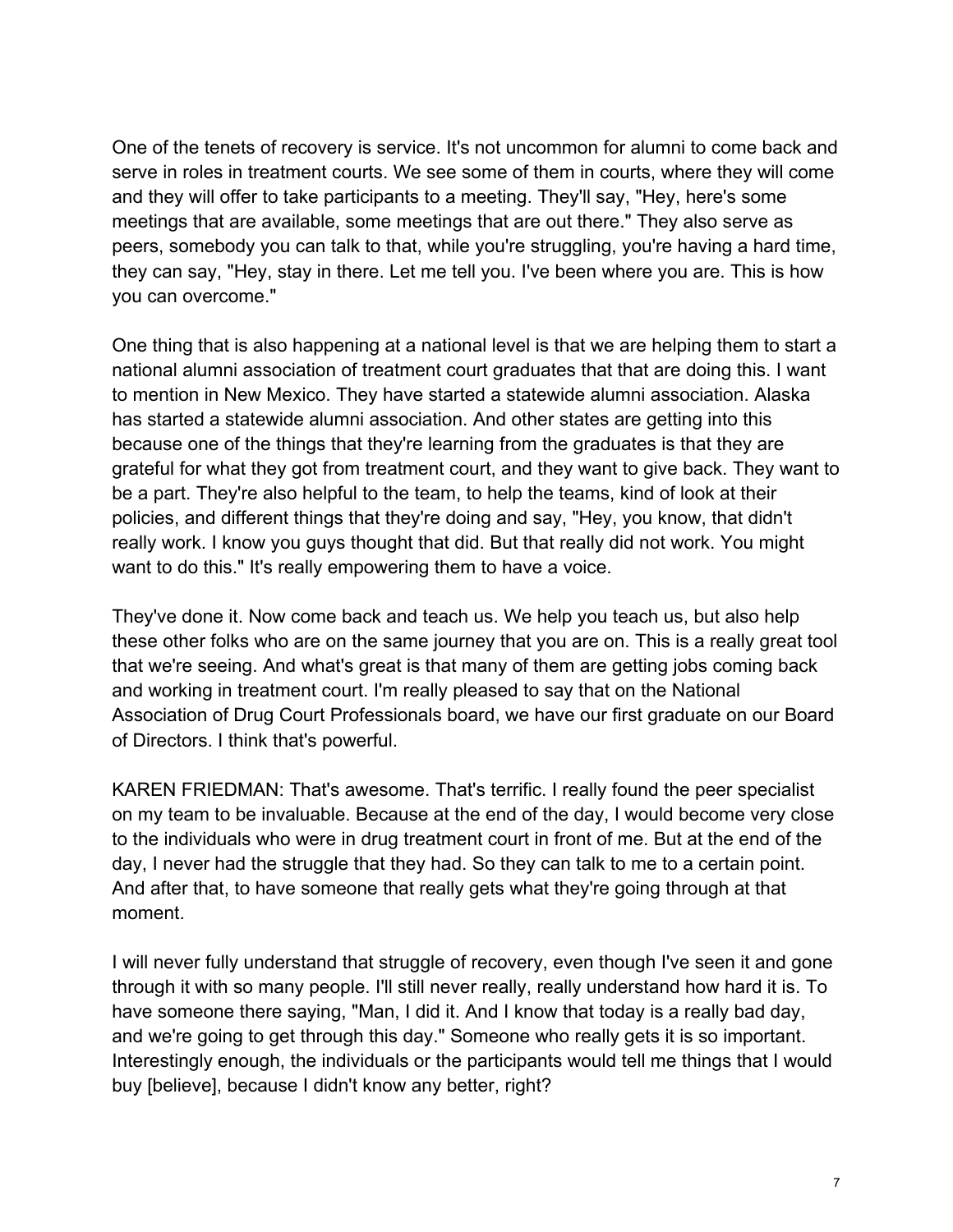One of the tenets of recovery is service. It's not uncommon for alumni to come back and serve in roles in treatment courts. We see some of them in courts, where they will come and they will offer to take participants to a meeting. They'll say, "Hey, here's some meetings that are available, some meetings that are out there." They also serve as peers, somebody you can talk to that, while you're struggling, you're having a hard time, they can say, "Hey, stay in there. Let me tell you. I've been where you are. This is how you can overcome."

One thing that is also happening at a national level is that we are helping them to start a national alumni association of treatment court graduates that that are doing this. I want to mention in New Mexico. They have started a statewide alumni association. Alaska has started a statewide alumni association. And other states are getting into this because one of the things that they're learning from the graduates is that they are grateful for what they got from treatment court, and they want to give back. They want to be a part. They're also helpful to the team, to help the teams, kind of look at their policies, and different things that they're doing and say, "Hey, you know, that didn't really work. I know you guys thought that did. But that really did not work. You might want to do this." It's really empowering them to have a voice.

They've done it. Now come back and teach us. We help you teach us, but also help these other folks who are on the same journey that you are on. This is a really great tool that we're seeing. And what's great is that many of them are getting jobs coming back and working in treatment court. I'm really pleased to say that on the National Association of Drug Court Professionals board, we have our first graduate on our Board of Directors. I think that's powerful.

KAREN FRIEDMAN: That's awesome. That's terrific. I really found the peer specialist on my team to be invaluable. Because at the end of the day, I would become very close to the individuals who were in drug treatment court in front of me. But at the end of the day, I never had the struggle that they had. So they can talk to me to a certain point. And after that, to have someone that really gets what they're going through at that moment.

I will never fully understand that struggle of recovery, even though I've seen it and gone through it with so many people. I'll still never really, really understand how hard it is. To have someone there saying, "Man, I did it. And I know that today is a really bad day, and we're going to get through this day." Someone who really gets it is so important. Interestingly enough, the individuals or the participants would tell me things that I would buy [believe], because I didn't know any better, right?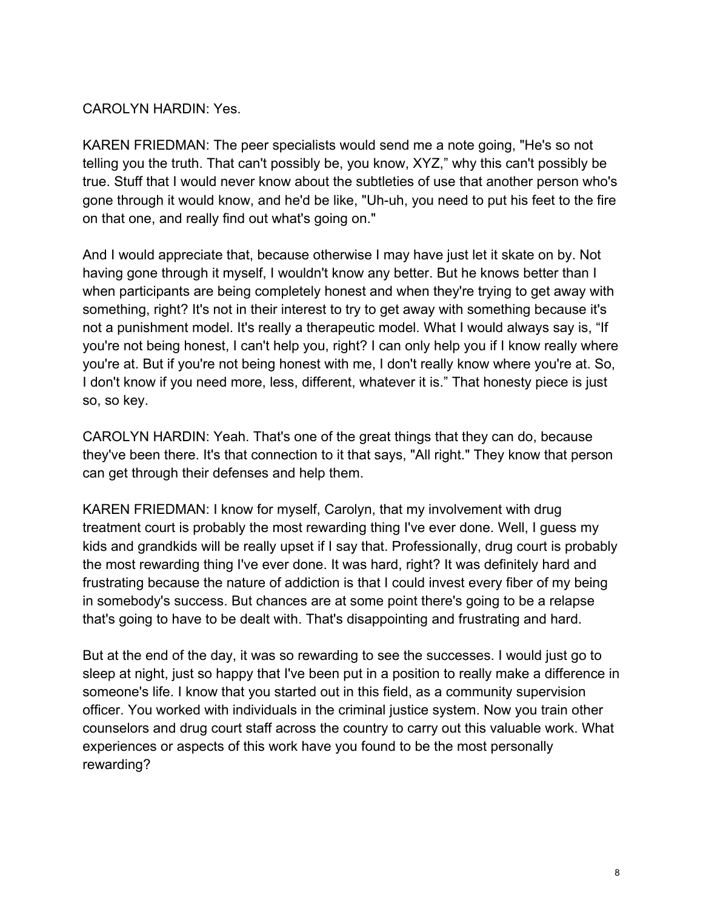CAROLYN HARDIN: Yes.

KAREN FRIEDMAN: The peer specialists would send me a note going, "He's so not telling you the truth. That can't possibly be, you know, XYZ," why this can't possibly be true. Stuff that I would never know about the subtleties of use that another person who's gone through it would know, and he'd be like, "Uh-uh, you need to put his feet to the fire on that one, and really find out what's going on."

And I would appreciate that, because otherwise I may have just let it skate on by. Not having gone through it myself, I wouldn't know any better. But he knows better than I when participants are being completely honest and when they're trying to get away with something, right? It's not in their interest to try to get away with something because it's not a punishment model. It's really a therapeutic model. What I would always say is, "If you're not being honest, I can't help you, right? I can only help you if I know really where you're at. But if you're not being honest with me, I don't really know where you're at. So, I don't know if you need more, less, different, whatever it is." That honesty piece is just so, so key.

CAROLYN HARDIN: Yeah. That's one of the great things that they can do, because they've been there. It's that connection to it that says, "All right." They know that person can get through their defenses and help them.

KAREN FRIEDMAN: I know for myself, Carolyn, that my involvement with drug treatment court is probably the most rewarding thing I've ever done. Well, I guess my kids and grandkids will be really upset if I say that. Professionally, drug court is probably the most rewarding thing I've ever done. It was hard, right? It was definitely hard and frustrating because the nature of addiction is that I could invest every fiber of my being in somebody's success. But chances are at some point there's going to be a relapse that's going to have to be dealt with. That's disappointing and frustrating and hard.

But at the end of the day, it was so rewarding to see the successes. I would just go to sleep at night, just so happy that I've been put in a position to really make a difference in someone's life. I know that you started out in this field, as a community supervision officer. You worked with individuals in the criminal justice system. Now you train other counselors and drug court staff across the country to carry out this valuable work. What experiences or aspects of this work have you found to be the most personally rewarding?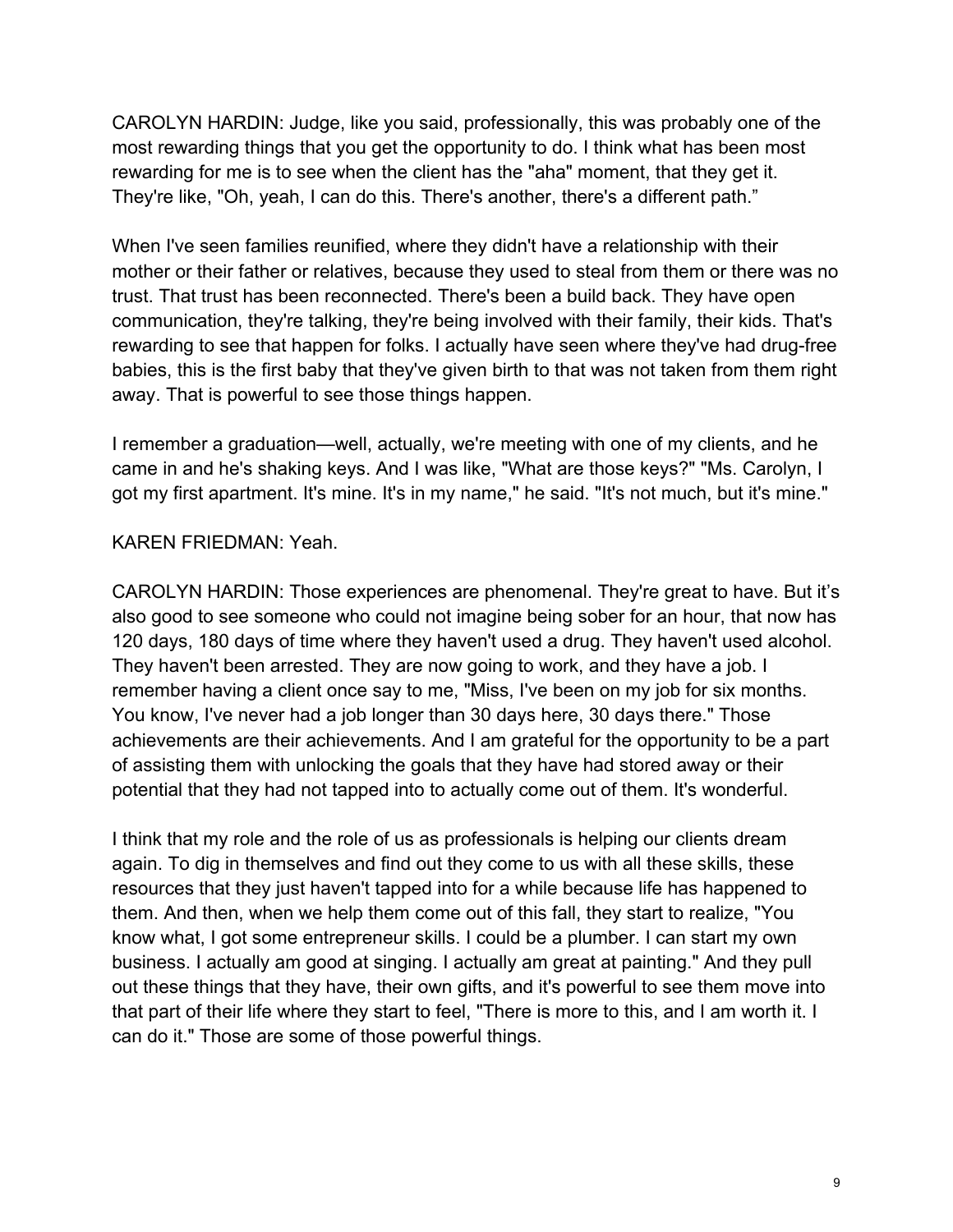CAROLYN HARDIN: Judge, like you said, professionally, this was probably one of the most rewarding things that you get the opportunity to do. I think what has been most rewarding for me is to see when the client has the "aha" moment, that they get it. They're like, "Oh, yeah, I can do this. There's another, there's a different path."

When I've seen families reunified, where they didn't have a relationship with their mother or their father or relatives, because they used to steal from them or there was no trust. That trust has been reconnected. There's been a build back. They have open communication, they're talking, they're being involved with their family, their kids. That's rewarding to see that happen for folks. I actually have seen where they've had drug-free babies, this is the first baby that they've given birth to that was not taken from them right away. That is powerful to see those things happen.

I remember a graduation—well, actually, we're meeting with one of my clients, and he came in and he's shaking keys. And I was like, "What are those keys?" "Ms. Carolyn, I got my first apartment. It's mine. It's in my name," he said. "It's not much, but it's mine."

KAREN FRIEDMAN: Yeah.

CAROLYN HARDIN: Those experiences are phenomenal. They're great to have. But it's also good to see someone who could not imagine being sober for an hour, that now has 120 days, 180 days of time where they haven't used a drug. They haven't used alcohol. They haven't been arrested. They are now going to work, and they have a job. I remember having a client once say to me, "Miss, I've been on my job for six months. You know, I've never had a job longer than 30 days here, 30 days there." Those achievements are their achievements. And I am grateful for the opportunity to be a part of assisting them with unlocking the goals that they have had stored away or their potential that they had not tapped into to actually come out of them. It's wonderful.

I think that my role and the role of us as professionals is helping our clients dream again. To dig in themselves and find out they come to us with all these skills, these resources that they just haven't tapped into for a while because life has happened to them. And then, when we help them come out of this fall, they start to realize, "You know what, I got some entrepreneur skills. I could be a plumber. I can start my own business. I actually am good at singing. I actually am great at painting." And they pull out these things that they have, their own gifts, and it's powerful to see them move into that part of their life where they start to feel, "There is more to this, and I am worth it. I can do it." Those are some of those powerful things.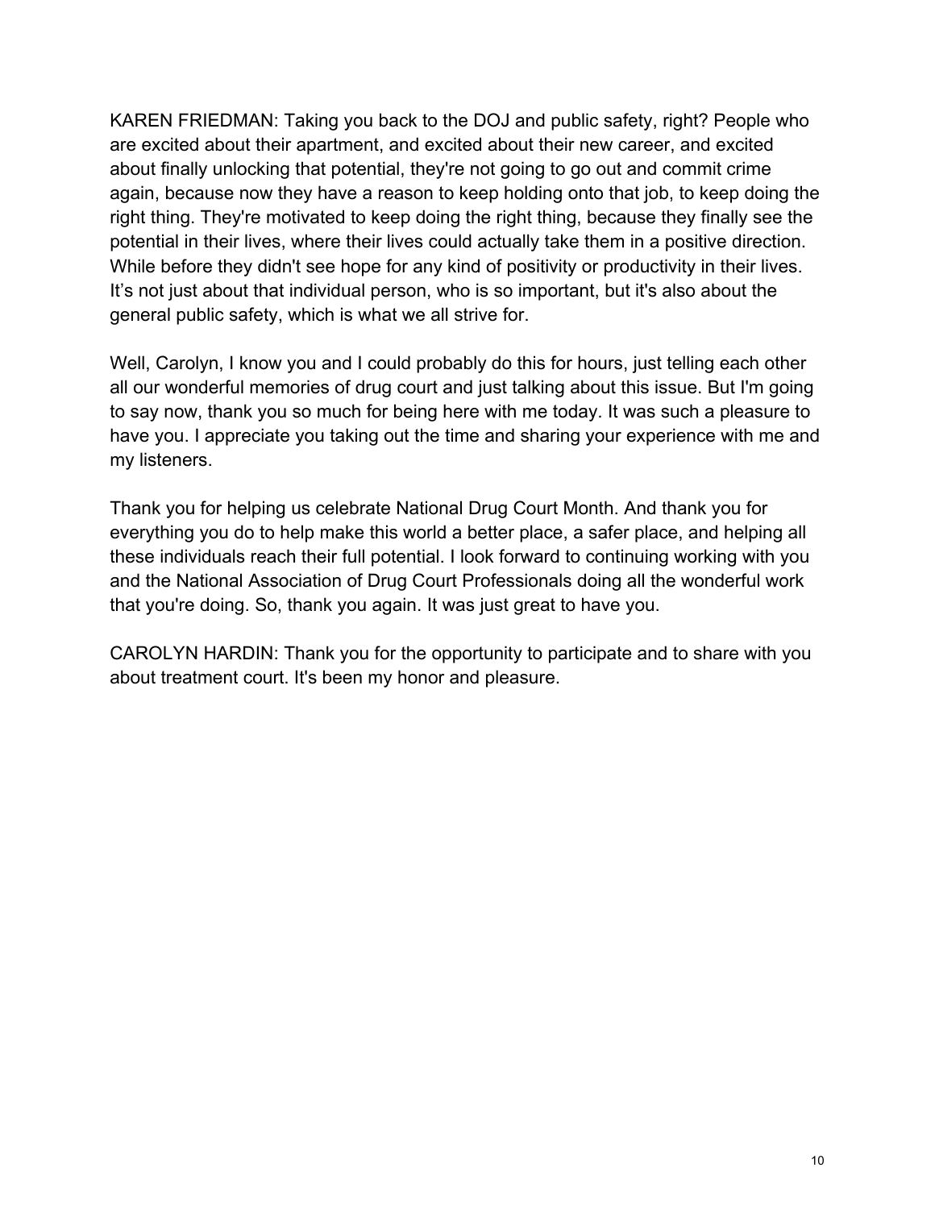KAREN FRIEDMAN: Taking you back to the DOJ and public safety, right? People who are excited about their apartment, and excited about their new career, and excited about finally unlocking that potential, they're not going to go out and commit crime again, because now they have a reason to keep holding onto that job, to keep doing the right thing. They're motivated to keep doing the right thing, because they finally see the potential in their lives, where their lives could actually take them in a positive direction. While before they didn't see hope for any kind of positivity or productivity in their lives. It's not just about that individual person, who is so important, but it's also about the general public safety, which is what we all strive for.

Well, Carolyn, I know you and I could probably do this for hours, just telling each other all our wonderful memories of drug court and just talking about this issue. But I'm going to say now, thank you so much for being here with me today. It was such a pleasure to have you. I appreciate you taking out the time and sharing your experience with me and my listeners.

Thank you for helping us celebrate National Drug Court Month. And thank you for everything you do to help make this world a better place, a safer place, and helping all these individuals reach their full potential. I look forward to continuing working with you and the National Association of Drug Court Professionals doing all the wonderful work that you're doing. So, thank you again. It was just great to have you.

CAROLYN HARDIN: Thank you for the opportunity to participate and to share with you about treatment court. It's been my honor and pleasure.